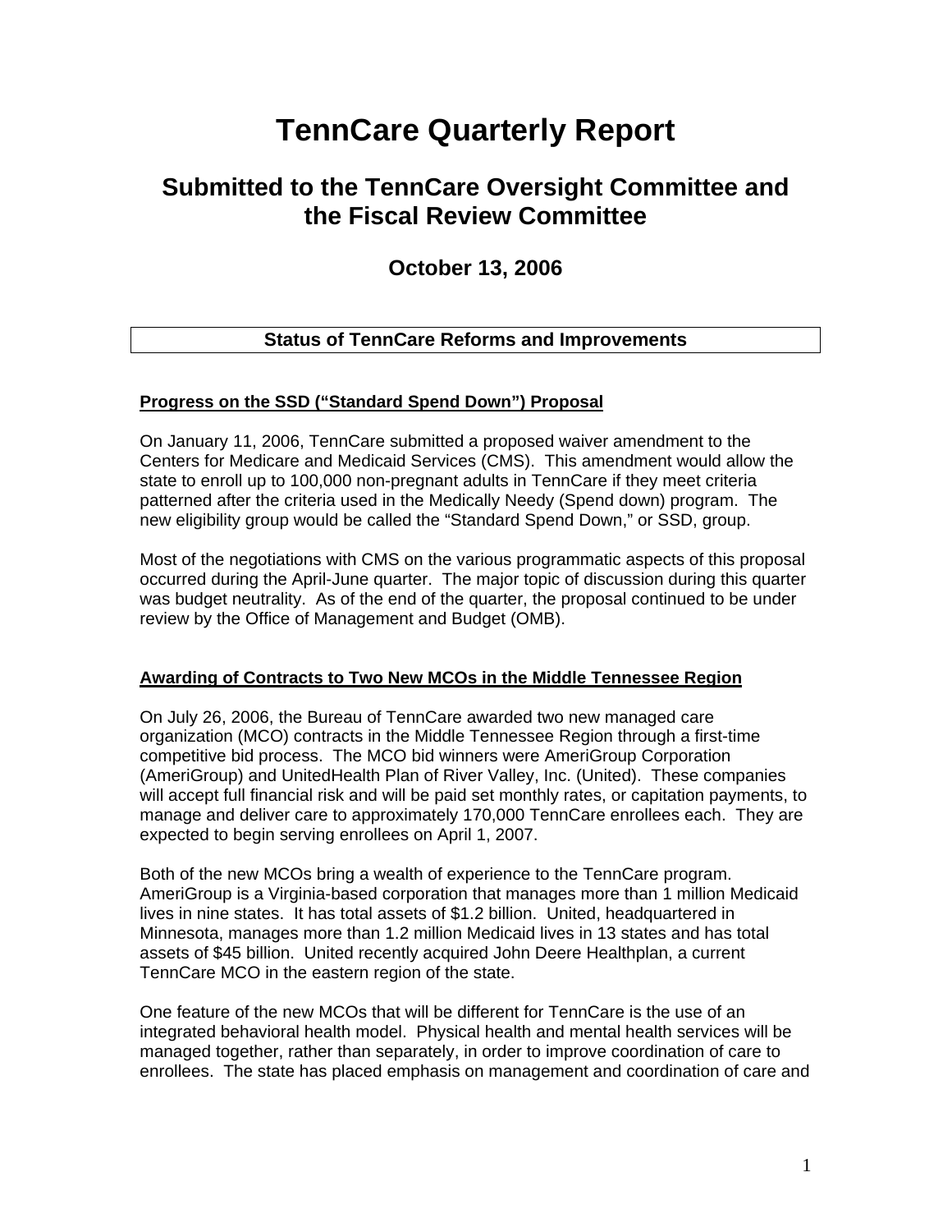# TennCare Quarterly Report

## Submitted to the TennCare Oversight Committee and the Fiscal Review Committee

### October 13, 2006

### Status of TennCare Reforms and Improvements

**Progress on the SSD ("Standard Spend Down") Proposal**

On January 11, 2006, TennCare submitted a proposed waiver amendment to the Centers for Medicare and Medicaid Services (CMS). This amendment would allow the state to enroll up to 100,000 non-pregnant adults in TennCare if they meet criteria patterned after the criteria used in the Medically Needy (Spend down) program. The new eligibility group would be called the "Standard Spend Down," or SSD, group.

Most of the negotiations with CMS on the various programmatic aspects of this proposal occurred during the April-June quarter. The major topic of discussion during this quarter was budget neutrality. As of the end of the quarter, the proposal continued to be under review by the Office of Management and Budget (OMB).

**Awarding of Contracts to Two New MCOs in the Middle Tennessee Region**

On July 26, 2006, the Bureau of TennCare awarded two new managed care organization (MCO) contracts in the Middle Tennessee Region through a first-time competitive bid process. The MCO bid winners were AmeriGroup Corporation (AmeriGroup) and UnitedHealth Plan of River Valley, Inc. (United). These companies will accept full financial risk and will be paid set monthly rates, or capitation payments, to manage and deliver care to approximately 170,000 TennCare enrollees each. They are expected to begin serving enrollees on April 1, 2007.

Both of the new MCOs bring a wealth of experience to the TennCare program. AmeriGroup is a Virginia-based corporation that manages more than 1 million Medicaid lives in nine states. It has total assets of $1.2 billion. United, headquartered in Minnesota, manages more than 1.2 million Medicaid lives in 13 states and has total assets of $45 billion. United recently acquired John Deere Healthplan, a current TennCare MCO in the eastern region of the state.

One feature of the new MCOs that will be different for TennCare is the use of an integrated behavioral health model. Physical health and mental health services will be managed together, rather than separately, in order to improve coordination of care to enrollees. The state has placed emphasis on management and coordination of care and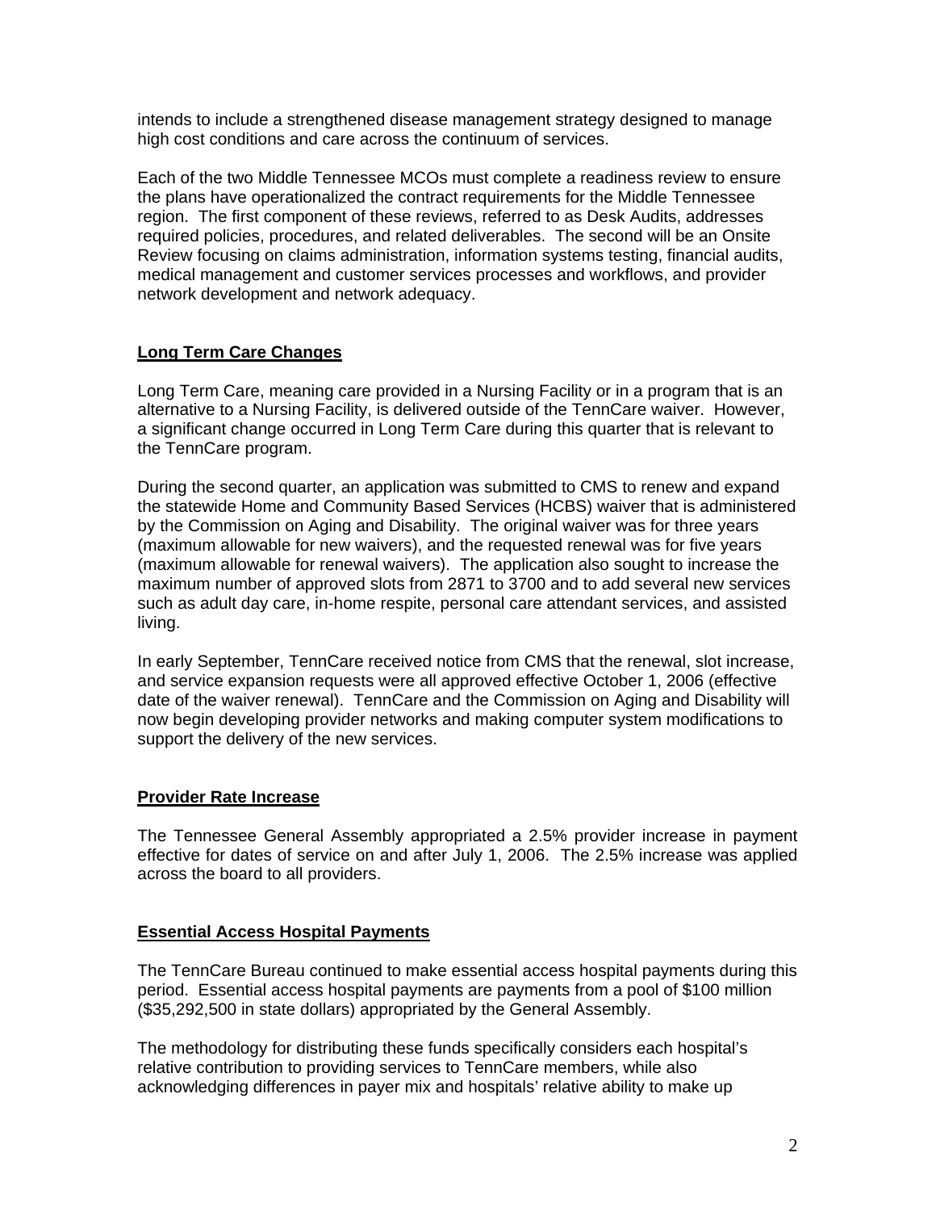intends to include a strengthened disease management strategy designed to manage high cost conditions and care across the continuum of services.

Each of the two Middle Tennessee MCOs must complete a readiness review to ensure the plans have operationalized the contract requirements for the Middle Tennessee region. The first component of these reviews, referred to as Desk Audits, addresses required policies, procedures, and related deliverables. The second will be an Onsite Review focusing on claims administration, information systems testing, financial audits, medical management and customer services processes and workflows, and provider network development and network adequacy.

## Long Term Care Changes

Long Term Care, meaning care provided in a Nursing Facility or in a program that is an alternative to a Nursing Facility, is delivered outside of the TennCare waiver. However, a significant change occurred in Long Term Care during this quarter that is relevant to the TennCare program.

During the second quarter, an application was submitted to CMS to renew and expand the statewide Home and Community Based Services (HCBS) waiver that is administered by the Commission on Aging and Disability. The original waiver was for three years (maximum allowable for new waivers), and the requested renewal was for five years (maximum allowable for renewal waivers). The application also sought to increase the maximum number of approved slots from 2871 to 3700 and to add several new services such as adult day care, in-home respite, personal care attendant services, and assisted living.

In early September, TennCare received notice from CMS that the renewal, slot increase, and service expansion requests were all approved effective October 1, 2006 (effective date of the waiver renewal). TennCare and the Commission on Aging and Disability will now begin developing provider networks and making computer system modifications to support the delivery of the new services.

## Provider Rate Increase

The Tennessee General Assembly appropriated a 2.5% provider increase in payment effective for dates of service on and after July 1, 2006. The 2.5% increase was applied across the board to all providers.

## Essential Access Hospital Payments

The TennCare Bureau continued to make essential access hospital payments during this period. Essential access hospital payments are payments from a pool of $100 million ($35,292,500 in state dollars) appropriated by the General Assembly.

The methodology for distributing these funds specifically considers each hospital's relative contribution to providing services to TennCare members, while also acknowledging differences in payer mix and hospitals' relative ability to make up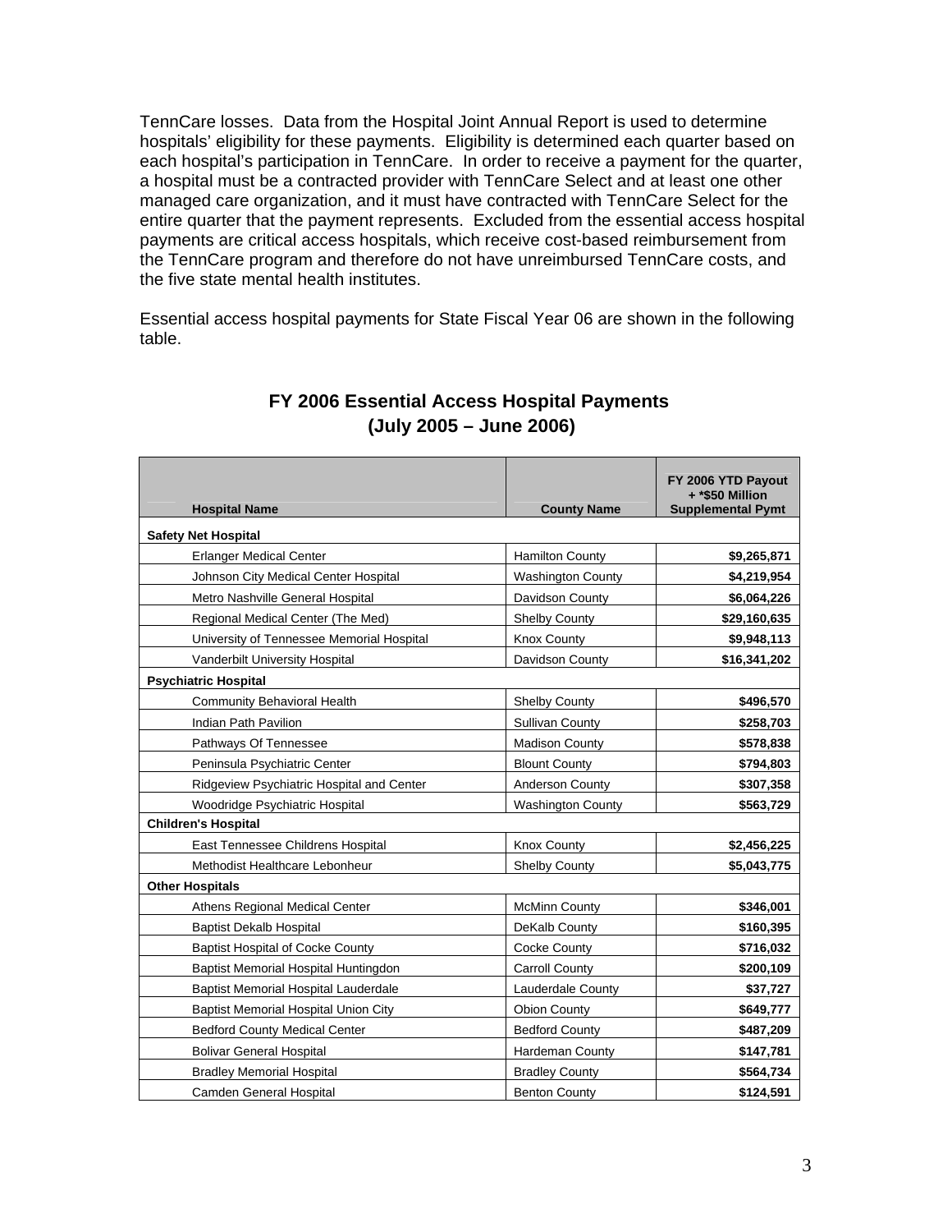TennCare losses. Data from the Hospital Joint Annual Report is used to determine hospitals' eligibility for these payments. Eligibility is determined each quarter based on each hospital's participation in TennCare. In order to receive a payment for the quarter, a hospital must be a contracted provider with TennCare Select and at least one other managed care organization, and it must have contracted with TennCare Select for the entire quarter that the payment represents. Excluded from the essential access hospital payments are critical access hospitals, which receive cost-based reimbursement from the TennCare program and therefore do not have unreimbursed TennCare costs, and the five state mental health institutes.

Essential access hospital payments for State Fiscal Year 06 are shown in the following table.

## FY 2006 Essential Access Hospital Payments (July 2005 – June 2006)

| Hospital Name | County Name | FY 2006 YTD Payout + *$50 Million Supplemental Pymt |
|---|---|---|
| **Safety Net Hospital** | | |
| Erlanger Medical Center | Hamilton County | **$9,265,871** |
| Johnson City Medical Center Hospital | Washington County | **$4,219,954** |
| Metro Nashville General Hospital | Davidson County | **$6,064,226** |
| Regional Medical Center (The Med) | Shelby County | **$29,160,635** |
| University of Tennessee Memorial Hospital | Knox County | **$9,948,113** |
| Vanderbilt University Hospital | Davidson County | **$16,341,202** |
| **Psychiatric Hospital** | | |
| Community Behavioral Health | Shelby County | **$496,570** |
| Indian Path Pavilion | Sullivan County | **$258,703** |
| Pathways Of Tennessee | Madison County | **$578,838** |
| Peninsula Psychiatric Center | Blount County | **$794,803** |
| Ridgeview Psychiatric Hospital and Center | Anderson County | **$307,358** |
| Woodridge Psychiatric Hospital | Washington County | **$563,729** |
| **Children's Hospital** | | |
| East Tennessee Childrens Hospital | Knox County | **$2,456,225** |
| Methodist Healthcare Lebonheur | Shelby County | **$5,043,775** |
| **Other Hospitals** | | |
| Athens Regional Medical Center | McMinn County | **$346,001** |
| Baptist Dekalb Hospital | DeKalb County | **$160,395** |
| Baptist Hospital of Cocke County | Cocke County | **$716,032** |
| Baptist Memorial Hospital Huntingdon | Carroll County | **$200,109** |
| Baptist Memorial Hospital Lauderdale | Lauderdale County | **$37,727** |
| Baptist Memorial Hospital Union City | Obion County | **$649,777** |
| Bedford County Medical Center | Bedford County | **$487,209** |
| Bolivar General Hospital | Hardeman County | **$147,781** |
| Bradley Memorial Hospital | Bradley County | **$564,734** |
| Camden General Hospital | Benton County | **$124,591** |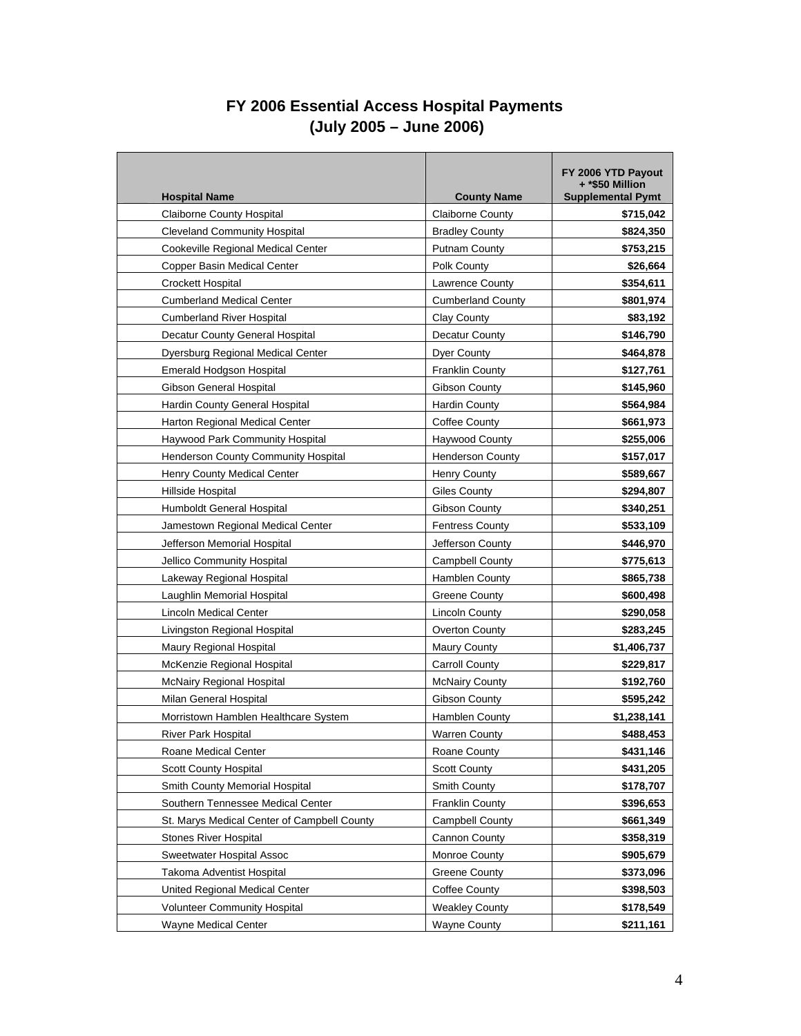# FY 2006 Essential Access Hospital Payments
## (July 2005 – June 2006)

| Hospital Name | County Name | FY 2006 YTD Payout + *$50 Million Supplemental Pymt |
|---|---|---|
| Claiborne County Hospital | Claiborne County | **$715,042** |
| Cleveland Community Hospital | Bradley County | **$824,350** |
| Cookeville Regional Medical Center | Putnam County | **$753,215** |
| Copper Basin Medical Center | Polk County | **$26,664** |
| Crockett Hospital | Lawrence County | **$354,611** |
| Cumberland Medical Center | Cumberland County | **$801,974** |
| Cumberland River Hospital | Clay County | **$83,192** |
| Decatur County General Hospital | Decatur County | **$146,790** |
| Dyersburg Regional Medical Center | Dyer County | **$464,878** |
| Emerald Hodgson Hospital | Franklin County | **$127,761** |
| Gibson General Hospital | Gibson County | **$145,960** |
| Hardin County General Hospital | Hardin County | **$564,984** |
| Harton Regional Medical Center | Coffee County | **$661,973** |
| Haywood Park Community Hospital | Haywood County | **$255,006** |
| Henderson County Community Hospital | Henderson County | **$157,017** |
| Henry County Medical Center | Henry County | **$589,667** |
| Hillside Hospital | Giles County | **$294,807** |
| Humboldt General Hospital | Gibson County | **$340,251** |
| Jamestown Regional Medical Center | Fentress County | **$533,109** |
| Jefferson Memorial Hospital | Jefferson County | **$446,970** |
| Jellico Community Hospital | Campbell County | **$775,613** |
| Lakeway Regional Hospital | Hamblen County | **$865,738** |
| Laughlin Memorial Hospital | Greene County | **$600,498** |
| Lincoln Medical Center | Lincoln County | **$290,058** |
| Livingston Regional Hospital | Overton County | **$283,245** |
| Maury Regional Hospital | Maury County | **$1,406,737** |
| McKenzie Regional Hospital | Carroll County | **$229,817** |
| McNairy Regional Hospital | McNairy County | **$192,760** |
| Milan General Hospital | Gibson County | **$595,242** |
| Morristown Hamblen Healthcare System | Hamblen County | **$1,238,141** |
| River Park Hospital | Warren County | **$488,453** |
| Roane Medical Center | Roane County | **$431,146** |
| Scott County Hospital | Scott County | **$431,205** |
| Smith County Memorial Hospital | Smith County | **$178,707** |
| Southern Tennessee Medical Center | Franklin County | **$396,653** |
| St. Marys Medical Center of Campbell County | Campbell County | **$661,349** |
| Stones River Hospital | Cannon County | **$358,319** |
| Sweetwater Hospital Assoc | Monroe County | **$905,679** |
| Takoma Adventist Hospital | Greene County | **$373,096** |
| United Regional Medical Center | Coffee County | **$398,503** |
| Volunteer Community Hospital | Weakley County | **$178,549** |
| Wayne Medical Center | Wayne County | **$211,161** |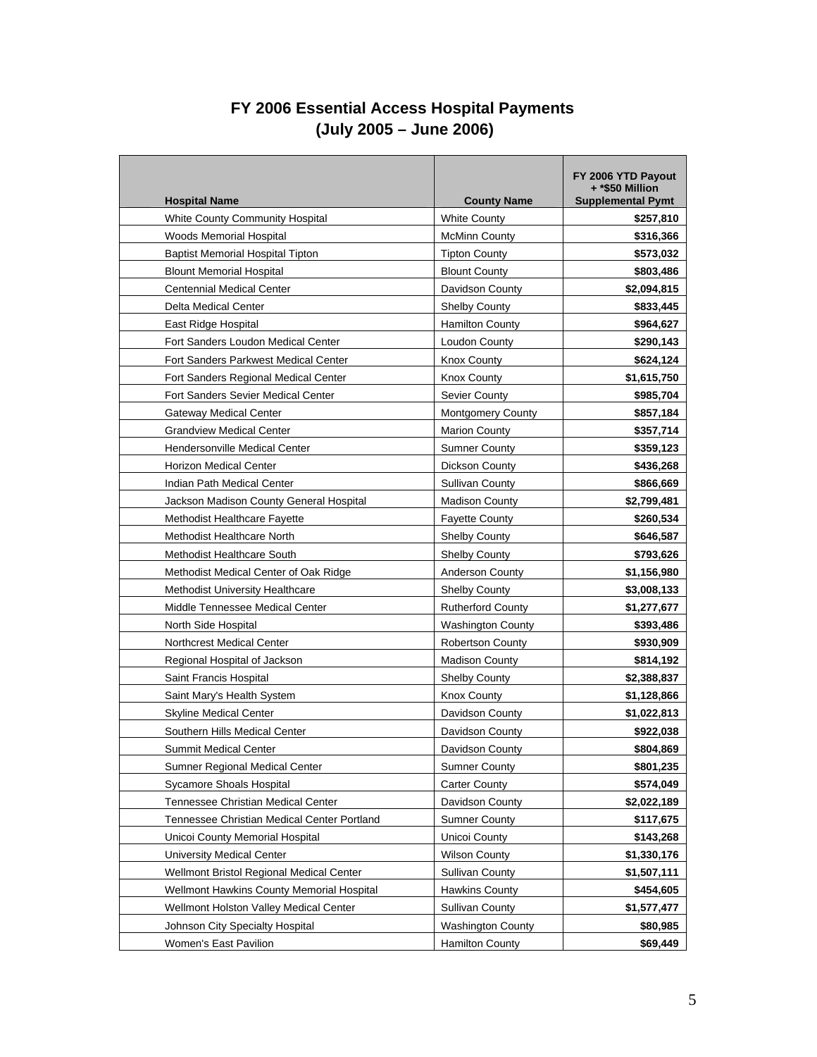# FY 2006 Essential Access Hospital Payments (July 2005 – June 2006)

| Hospital Name | County Name | FY 2006 YTD Payout + *$50 Million Supplemental Pymt |
|---|---|---|
| White County Community Hospital | White County | **$257,810** |
| Woods Memorial Hospital | McMinn County | **$316,366** |
| Baptist Memorial Hospital Tipton | Tipton County | **$573,032** |
| Blount Memorial Hospital | Blount County | **$803,486** |
| Centennial Medical Center | Davidson County | **$2,094,815** |
| Delta Medical Center | Shelby County | **$833,445** |
| East Ridge Hospital | Hamilton County | **$964,627** |
| Fort Sanders Loudon Medical Center | Loudon County | **$290,143** |
| Fort Sanders Parkwest Medical Center | Knox County | **$624,124** |
| Fort Sanders Regional Medical Center | Knox County | **$1,615,750** |
| Fort Sanders Sevier Medical Center | Sevier County | **$985,704** |
| Gateway Medical Center | Montgomery County | **$857,184** |
| Grandview Medical Center | Marion County | **$357,714** |
| Hendersonville Medical Center | Sumner County | **$359,123** |
| Horizon Medical Center | Dickson County | **$436,268** |
| Indian Path Medical Center | Sullivan County | **$866,669** |
| Jackson Madison County General Hospital | Madison County | **$2,799,481** |
| Methodist Healthcare Fayette | Fayette County | **$260,534** |
| Methodist Healthcare North | Shelby County | **$646,587** |
| Methodist Healthcare South | Shelby County | **$793,626** |
| Methodist Medical Center of Oak Ridge | Anderson County | **$1,156,980** |
| Methodist University Healthcare | Shelby County | **$3,008,133** |
| Middle Tennessee Medical Center | Rutherford County | **$1,277,677** |
| North Side Hospital | Washington County | **$393,486** |
| Northcrest Medical Center | Robertson County | **$930,909** |
| Regional Hospital of Jackson | Madison County | **$814,192** |
| Saint Francis Hospital | Shelby County | **$2,388,837** |
| Saint Mary's Health System | Knox County | **$1,128,866** |
| Skyline Medical Center | Davidson County | **$1,022,813** |
| Southern Hills Medical Center | Davidson County | **$922,038** |
| Summit Medical Center | Davidson County | **$804,869** |
| Sumner Regional Medical Center | Sumner County | **$801,235** |
| Sycamore Shoals Hospital | Carter County | **$574,049** |
| Tennessee Christian Medical Center | Davidson County | **$2,022,189** |
| Tennessee Christian Medical Center Portland | Sumner County | **$117,675** |
| Unicoi County Memorial Hospital | Unicoi County | **$143,268** |
| University Medical Center | Wilson County | **$1,330,176** |
| Wellmont Bristol Regional Medical Center | Sullivan County | **$1,507,111** |
| Wellmont Hawkins County Memorial Hospital | Hawkins County | **$454,605** |
| Wellmont Holston Valley Medical Center | Sullivan County | **$1,577,477** |
| Johnson City Specialty Hospital | Washington County | **$80,985** |
| Women's East Pavilion | Hamilton County | **$69,449** |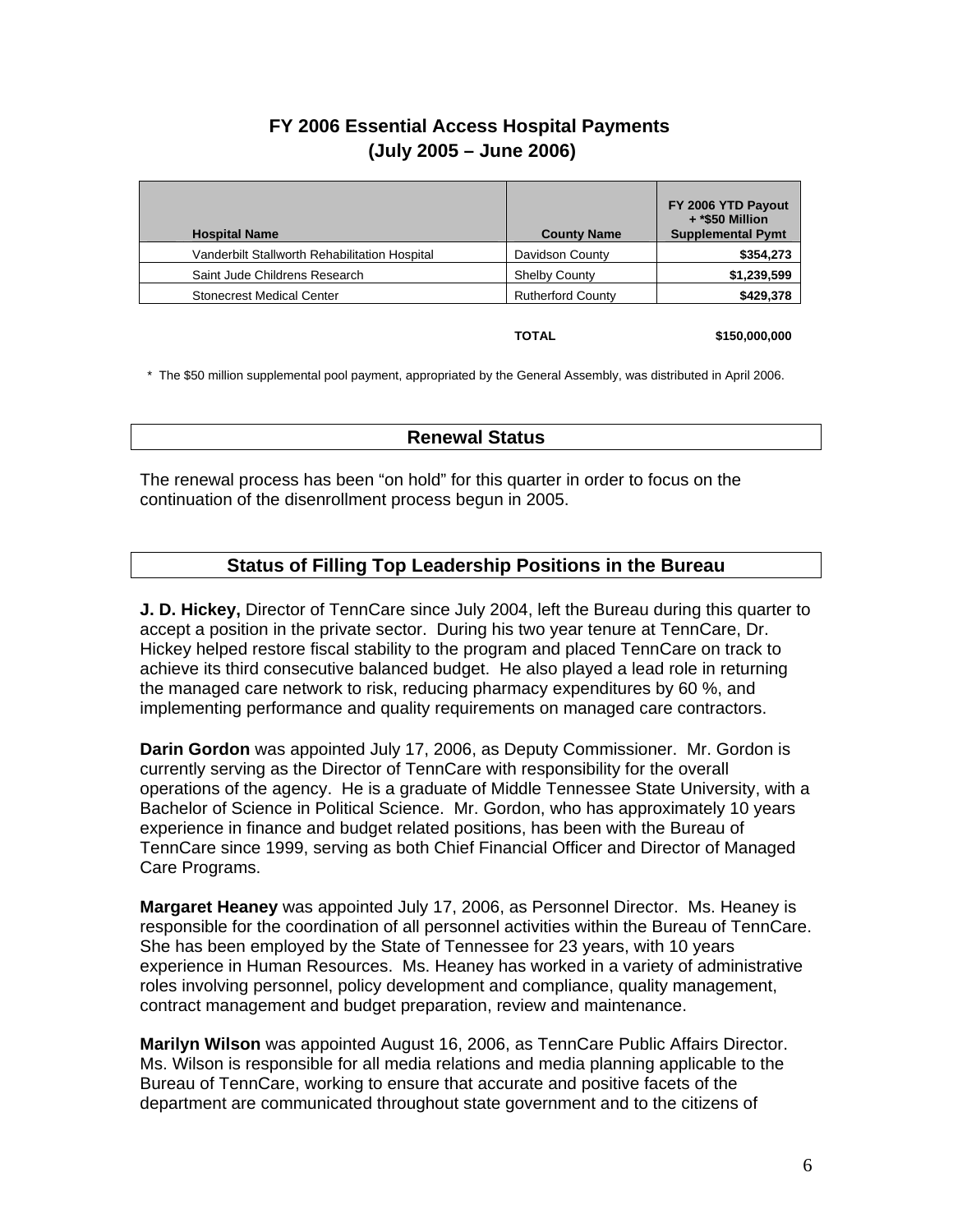## FY 2006 Essential Access Hospital Payments
## (July 2005 – June 2006)

| Hospital Name | County Name | FY 2006 YTD Payout + *$50 Million Supplemental Pymt |
|---|---|---|
| Vanderbilt Stallworth Rehabilitation Hospital | Davidson County | $354,273 |
| Saint Jude Childrens Research | Shelby County | $1,239,599 |
| Stonecrest Medical Center | Rutherford County | $429,378 |
| | **TOTAL** | **$150,000,000** |

* The $50 million supplemental pool payment, appropriated by the General Assembly, was distributed in April 2006.

## Renewal Status

The renewal process has been "on hold" for this quarter in order to focus on the continuation of the disenrollment process begun in 2005.

## Status of Filling Top Leadership Positions in the Bureau

**J. D. Hickey,** Director of TennCare since July 2004, left the Bureau during this quarter to accept a position in the private sector. During his two year tenure at TennCare, Dr. Hickey helped restore fiscal stability to the program and placed TennCare on track to achieve its third consecutive balanced budget. He also played a lead role in returning the managed care network to risk, reducing pharmacy expenditures by 60 %, and implementing performance and quality requirements on managed care contractors.

**Darin Gordon** was appointed July 17, 2006, as Deputy Commissioner. Mr. Gordon is currently serving as the Director of TennCare with responsibility for the overall operations of the agency. He is a graduate of Middle Tennessee State University, with a Bachelor of Science in Political Science. Mr. Gordon, who has approximately 10 years experience in finance and budget related positions, has been with the Bureau of TennCare since 1999, serving as both Chief Financial Officer and Director of Managed Care Programs.

**Margaret Heaney** was appointed July 17, 2006, as Personnel Director. Ms. Heaney is responsible for the coordination of all personnel activities within the Bureau of TennCare. She has been employed by the State of Tennessee for 23 years, with 10 years experience in Human Resources. Ms. Heaney has worked in a variety of administrative roles involving personnel, policy development and compliance, quality management, contract management and budget preparation, review and maintenance.

**Marilyn Wilson** was appointed August 16, 2006, as TennCare Public Affairs Director. Ms. Wilson is responsible for all media relations and media planning applicable to the Bureau of TennCare, working to ensure that accurate and positive facets of the department are communicated throughout state government and to the citizens of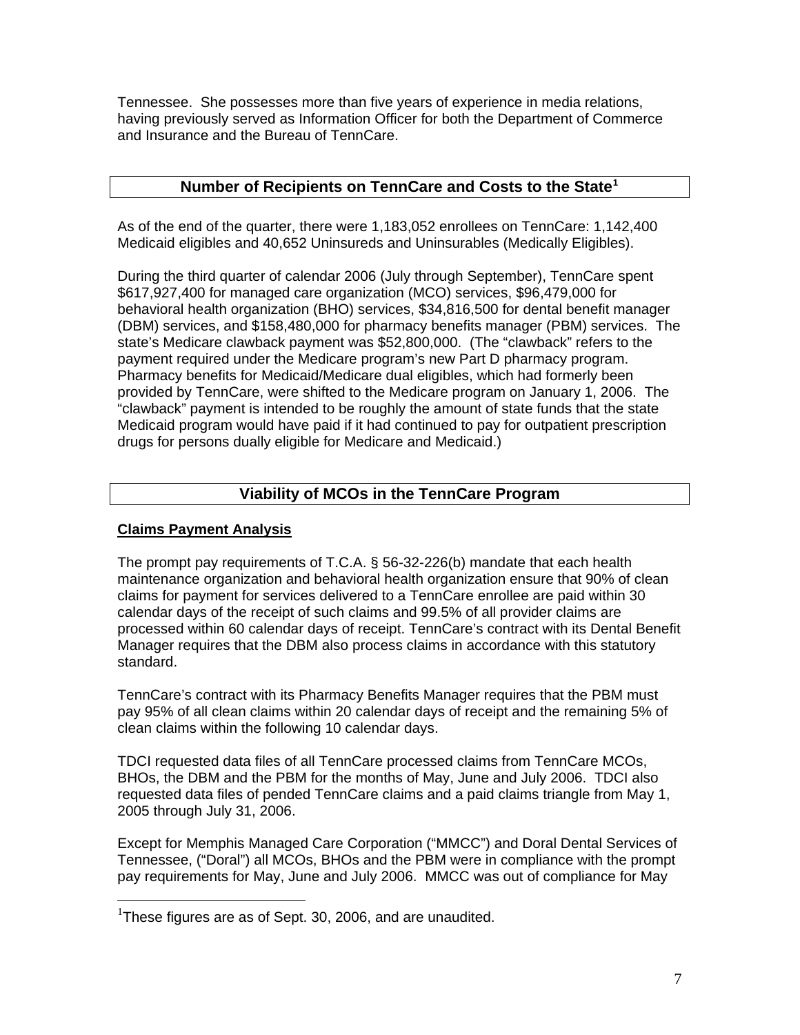Tennessee. She possesses more than five years of experience in media relations, having previously served as Information Officer for both the Department of Commerce and Insurance and the Bureau of TennCare.

## Number of Recipients on TennCare and Costs to the State[1]

As of the end of the quarter, there were 1,183,052 enrollees on TennCare: 1,142,400 Medicaid eligibles and 40,652 Uninsureds and Uninsurables (Medically Eligibles).

During the third quarter of calendar 2006 (July through September), TennCare spent $617,927,400 for managed care organization (MCO) services, $96,479,000 for behavioral health organization (BHO) services, $34,816,500 for dental benefit manager (DBM) services, and $158,480,000 for pharmacy benefits manager (PBM) services. The state's Medicare clawback payment was $52,800,000. (The "clawback" refers to the payment required under the Medicare program's new Part D pharmacy program. Pharmacy benefits for Medicaid/Medicare dual eligibles, which had formerly been provided by TennCare, were shifted to the Medicare program on January 1, 2006. The "clawback" payment is intended to be roughly the amount of state funds that the state Medicaid program would have paid if it had continued to pay for outpatient prescription drugs for persons dually eligible for Medicare and Medicaid.)

## Viability of MCOs in the TennCare Program

**Claims Payment Analysis**

The prompt pay requirements of T.C.A. § 56-32-226(b) mandate that each health maintenance organization and behavioral health organization ensure that 90% of clean claims for payment for services delivered to a TennCare enrollee are paid within 30 calendar days of the receipt of such claims and 99.5% of all provider claims are processed within 60 calendar days of receipt. TennCare's contract with its Dental Benefit Manager requires that the DBM also process claims in accordance with this statutory standard.

TennCare's contract with its Pharmacy Benefits Manager requires that the PBM must pay 95% of all clean claims within 20 calendar days of receipt and the remaining 5% of clean claims within the following 10 calendar days.

TDCI requested data files of all TennCare processed claims from TennCare MCOs, BHOs, the DBM and the PBM for the months of May, June and July 2006. TDCI also requested data files of pended TennCare claims and a paid claims triangle from May 1, 2005 through July 31, 2006.

Except for Memphis Managed Care Corporation ("MMCC") and Doral Dental Services of Tennessee, ("Doral") all MCOs, BHOs and the PBM were in compliance with the prompt pay requirements for May, June and July 2006. MMCC was out of compliance for May

[1] These figures are as of Sept. 30, 2006, and are unaudited.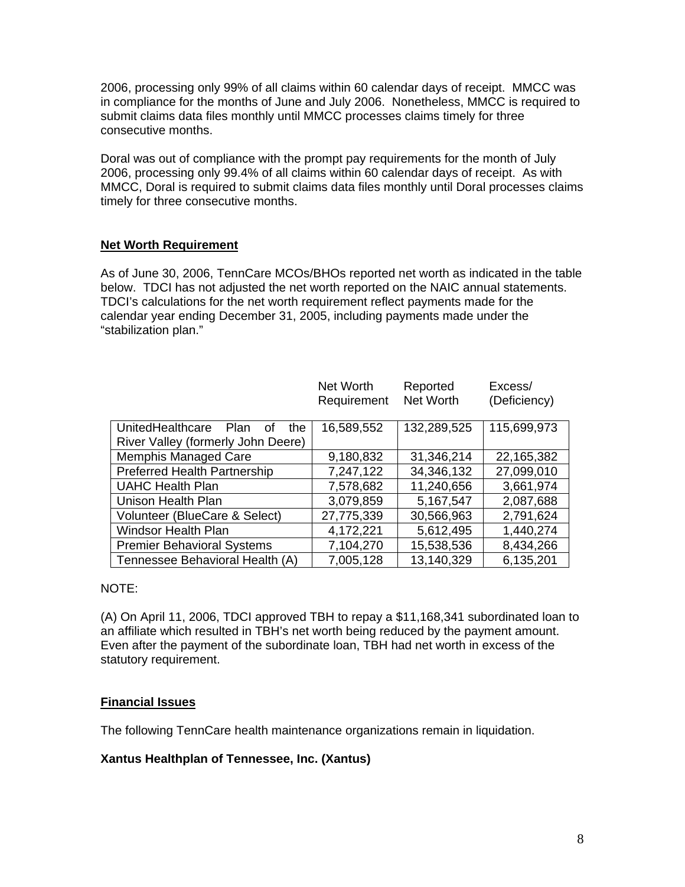2006, processing only 99% of all claims within 60 calendar days of receipt. MMCC was in compliance for the months of June and July 2006. Nonetheless, MMCC is required to submit claims data files monthly until MMCC processes claims timely for three consecutive months.

Doral was out of compliance with the prompt pay requirements for the month of July 2006, processing only 99.4% of all claims within 60 calendar days of receipt. As with MMCC, Doral is required to submit claims data files monthly until Doral processes claims timely for three consecutive months.

## Net Worth Requirement

As of June 30, 2006, TennCare MCOs/BHOs reported net worth as indicated in the table below. TDCI has not adjusted the net worth reported on the NAIC annual statements. TDCI's calculations for the net worth requirement reflect payments made for the calendar year ending December 31, 2005, including payments made under the "stabilization plan."

| | Net Worth Requirement | Reported Net Worth | Excess/ (Deficiency) |
|---|---|---|---|
| UnitedHealthcare Plan of the River Valley (formerly John Deere) | 16,589,552 | 132,289,525 | 115,699,973 |
| Memphis Managed Care | 9,180,832 | 31,346,214 | 22,165,382 |
| Preferred Health Partnership | 7,247,122 | 34,346,132 | 27,099,010 |
| UAHC Health Plan | 7,578,682 | 11,240,656 | 3,661,974 |
| Unison Health Plan | 3,079,859 | 5,167,547 | 2,087,688 |
| Volunteer (BlueCare & Select) | 27,775,339 | 30,566,963 | 2,791,624 |
| Windsor Health Plan | 4,172,221 | 5,612,495 | 1,440,274 |
| Premier Behavioral Systems | 7,104,270 | 15,538,536 | 8,434,266 |
| Tennessee Behavioral Health (A) | 7,005,128 | 13,140,329 | 6,135,201 |

NOTE:

(A) On April 11, 2006, TDCI approved TBH to repay a $11,168,341 subordinated loan to an affiliate which resulted in TBH's net worth being reduced by the payment amount. Even after the payment of the subordinate loan, TBH had net worth in excess of the statutory requirement.

## Financial Issues

The following TennCare health maintenance organizations remain in liquidation.

### Xantus Healthplan of Tennessee, Inc. (Xantus)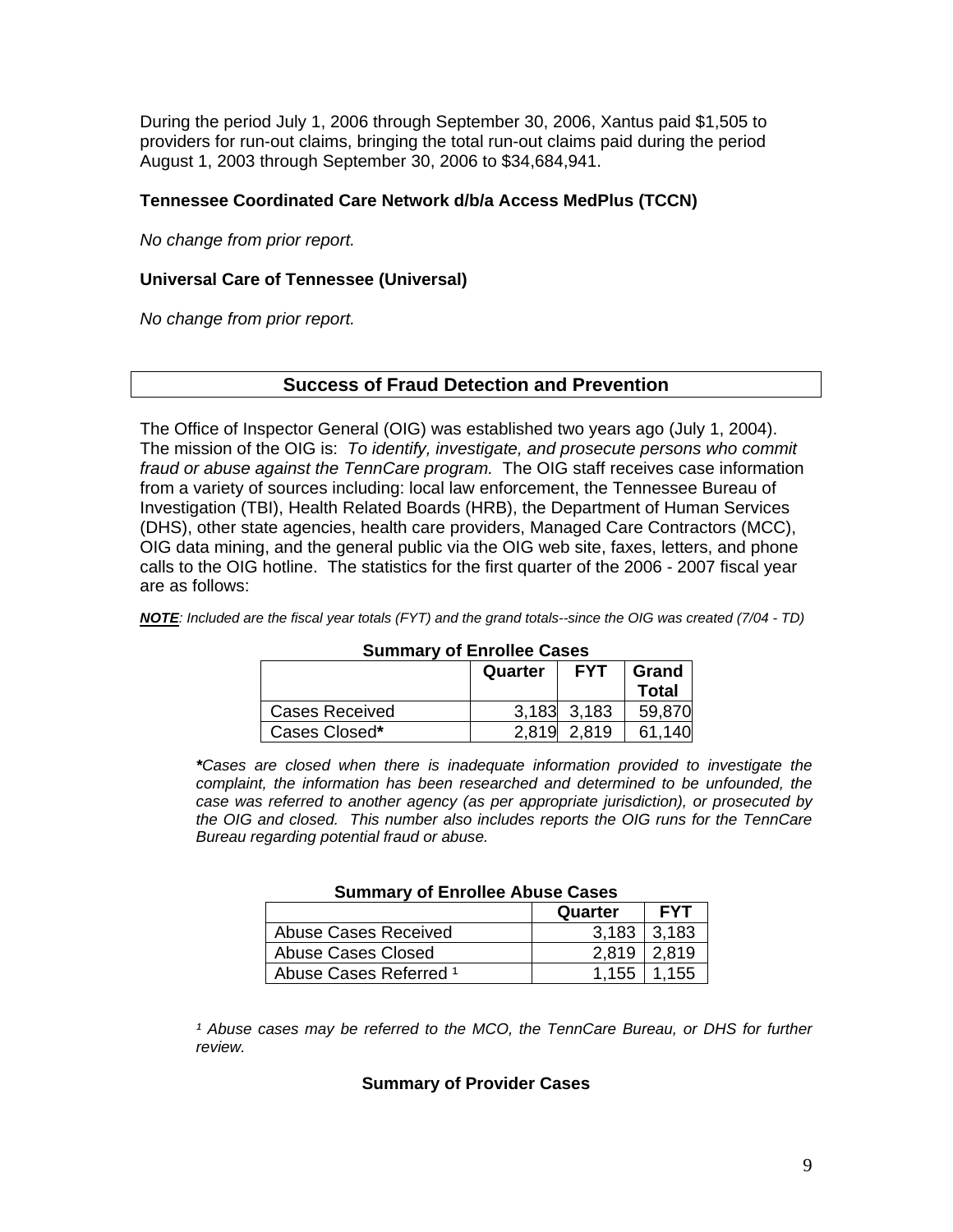During the period July 1, 2006 through September 30, 2006, Xantus paid $1,505 to providers for run-out claims, bringing the total run-out claims paid during the period August 1, 2003 through September 30, 2006 to $34,684,941.

**Tennessee Coordinated Care Network d/b/a Access MedPlus (TCCN)**

*No change from prior report.*

**Universal Care of Tennessee (Universal)**

*No change from prior report.*

## Success of Fraud Detection and Prevention

The Office of Inspector General (OIG) was established two years ago (July 1, 2004). The mission of the OIG is: *To identify, investigate, and prosecute persons who commit fraud or abuse against the TennCare program.* The OIG staff receives case information from a variety of sources including: local law enforcement, the Tennessee Bureau of Investigation (TBI), Health Related Boards (HRB), the Department of Human Services (DHS), other state agencies, health care providers, Managed Care Contractors (MCC), OIG data mining, and the general public via the OIG web site, faxes, letters, and phone calls to the OIG hotline. The statistics for the first quarter of the 2006 - 2007 fiscal year are as follows:

***NOTE****: Included are the fiscal year totals (FYT) and the grand totals--since the OIG was created (7/04 - TD)*

**Summary of Enrollee Cases**

| | Quarter | FYT | Grand Total |
|---|---|---|---|
| Cases Received | 3,183 | 3,183 | 59,870 |
| Cases Closed* | 2,819 | 2,819 | 61,140 |

*\*Cases are closed when there is inadequate information provided to investigate the complaint, the information has been researched and determined to be unfounded, the case was referred to another agency (as per appropriate jurisdiction), or prosecuted by the OIG and closed. This number also includes reports the OIG runs for the TennCare Bureau regarding potential fraud or abuse.*

**Summary of Enrollee Abuse Cases**

| | Quarter | FYT |
|---|---|---|
| Abuse Cases Received | 3,183 | 3,183 |
| Abuse Cases Closed | 2,819 | 2,819 |
| Abuse Cases Referred [1] | 1,155 | 1,155 |

*[1] Abuse cases may be referred to the MCO, the TennCare Bureau, or DHS for further review.*

**Summary of Provider Cases**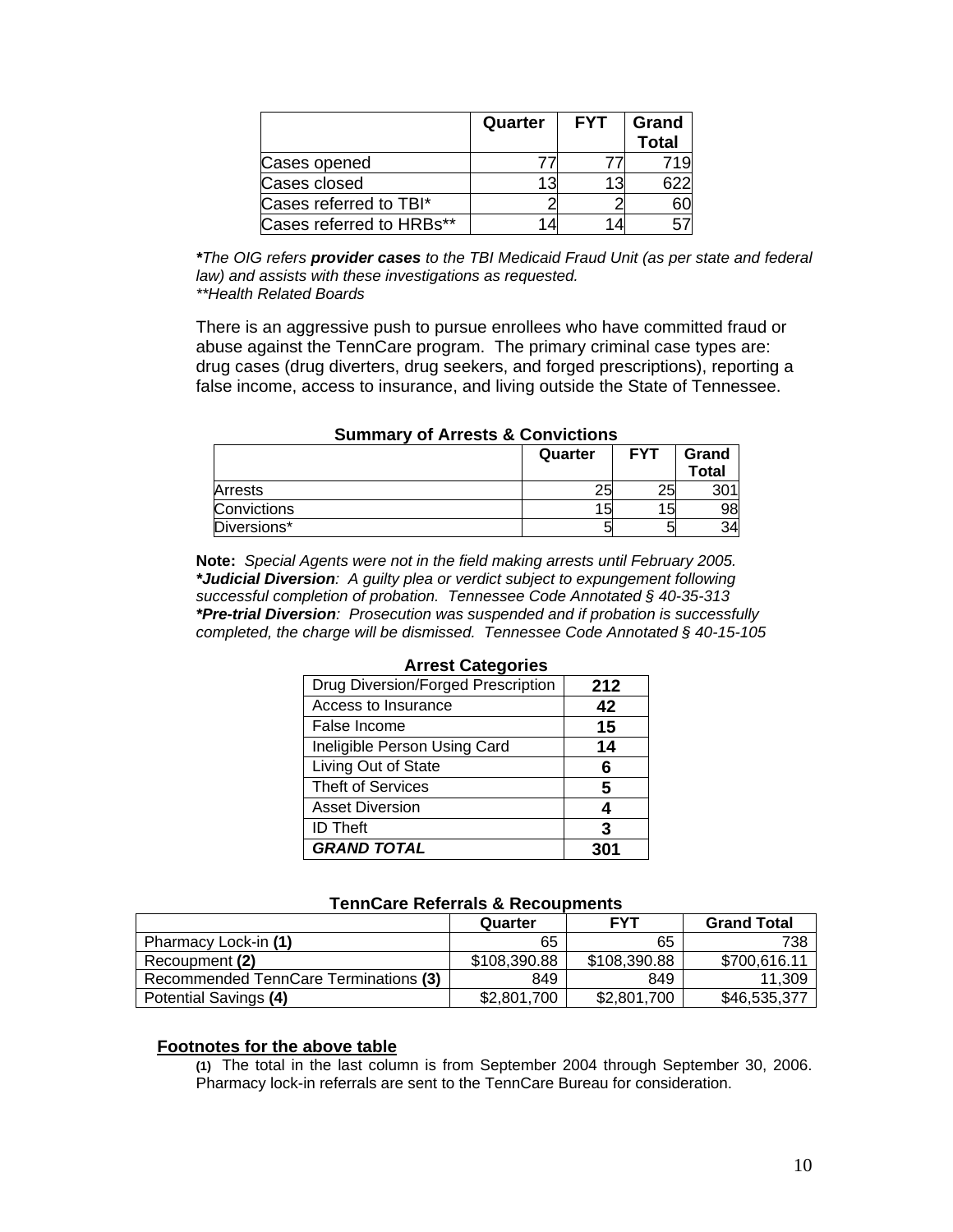| | Quarter | FYT | Grand Total |
|---|---|---|---|
| Cases opened | 77 | 77 | 719 |
| Cases closed | 13 | 13 | 622 |
| Cases referred to TBI* | 2 | 2 | 60 |
| Cases referred to HRBs** | 14 | 14 | 57 |

**\***_The OIG refers **provider cases** to the TBI Medicaid Fraud Unit (as per state and federal law) and assists with these investigations as requested._
_**Health Related Boards_

There is an aggressive push to pursue enrollees who have committed fraud or abuse against the TennCare program. The primary criminal case types are: drug cases (drug diverters, drug seekers, and forged prescriptions), reporting a false income, access to insurance, and living outside the State of Tennessee.

**Summary of Arrests & Convictions**

| | Quarter | FYT | Grand Total |
|---|---|---|---|
| Arrests | 25 | 25 | 301 |
| Convictions | 15 | 15 | 98 |
| Diversions* | 5 | 5 | 34 |

**Note:** _Special Agents were not in the field making arrests until February 2005._
**_*Judicial Diversion_**_: A guilty plea or verdict subject to expungement following successful completion of probation. Tennessee Code Annotated § 40-35-313_
**_*Pre-trial Diversion_**_: Prosecution was suspended and if probation is successfully completed, the charge will be dismissed. Tennessee Code Annotated § 40-15-105_

**Arrest Categories**

| Category | Count |
|---|---|
| Drug Diversion/Forged Prescription | **212** |
| Access to Insurance | **42** |
| False Income | **15** |
| Ineligible Person Using Card | **14** |
| Living Out of State | **6** |
| Theft of Services | **5** |
| Asset Diversion | **4** |
| ID Theft | **3** |
| **_GRAND TOTAL_** | **301** |

**TennCare Referrals & Recoupments**

| | Quarter | FYT | Grand Total |
|---|---|---|---|
| Pharmacy Lock-in **(1)** | 65 | 65 | 738 |
| Recoupment **(2)** | $108,390.88 | $108,390.88 | $700,616.11 |
| Recommended TennCare Terminations **(3)** | 849 | 849 | 11,309 |
| Potential Savings **(4)** | $2,801,700 | $2,801,700 | $46,535,377 |

**Footnotes for the above table**

**(1)** The total in the last column is from September 2004 through September 30, 2006. Pharmacy lock-in referrals are sent to the TennCare Bureau for consideration.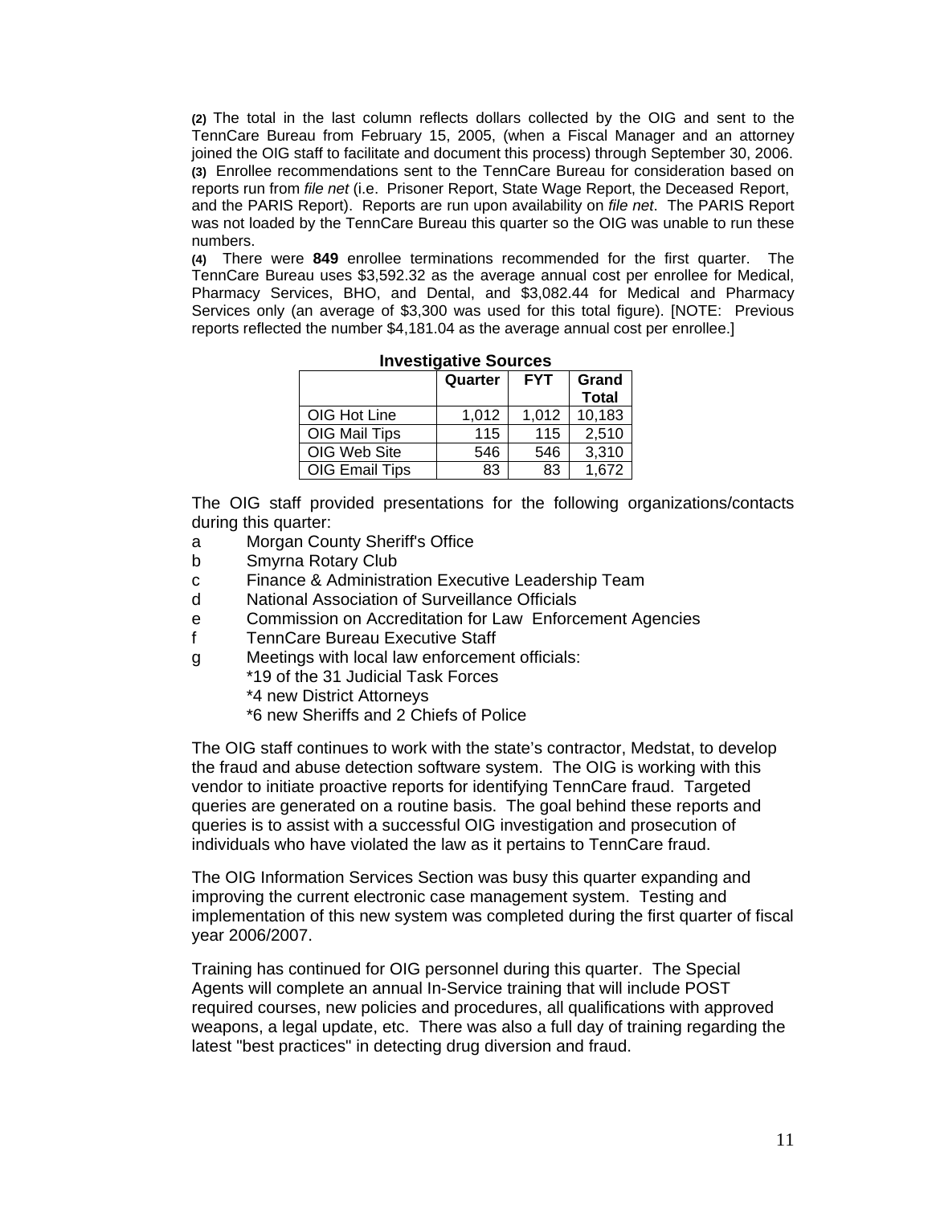**(2)** The total in the last column reflects dollars collected by the OIG and sent to the TennCare Bureau from February 15, 2005, (when a Fiscal Manager and an attorney joined the OIG staff to facilitate and document this process) through September 30, 2006.
**(3)** Enrollee recommendations sent to the TennCare Bureau for consideration based on reports run from *file net* (i.e. Prisoner Report, State Wage Report, the Deceased Report, and the PARIS Report). Reports are run upon availability on *file net*. The PARIS Report was not loaded by the TennCare Bureau this quarter so the OIG was unable to run these numbers.
**(4)** There were **849** enrollee terminations recommended for the first quarter. The TennCare Bureau uses $3,592.32 as the average annual cost per enrollee for Medical, Pharmacy Services, BHO, and Dental, and $3,082.44 for Medical and Pharmacy Services only (an average of $3,300 was used for this total figure). [NOTE: Previous reports reflected the number $4,181.04 as the average annual cost per enrollee.]

**Investigative Sources**

| | Quarter | FYT | Grand Total |
|---|---|---|---|
| OIG Hot Line | 1,012 | 1,012 | 10,183 |
| OIG Mail Tips | 115 | 115 | 2,510 |
| OIG Web Site | 546 | 546 | 3,310 |
| OIG Email Tips | 83 | 83 | 1,672 |

The OIG staff provided presentations for the following organizations/contacts during this quarter:

a Morgan County Sheriff's Office
b Smyrna Rotary Club
c Finance & Administration Executive Leadership Team
d National Association of Surveillance Officials
e Commission on Accreditation for Law Enforcement Agencies
f TennCare Bureau Executive Staff
g Meetings with local law enforcement officials:
  *19 of the 31 Judicial Task Forces
  *4 new District Attorneys
  *6 new Sheriffs and 2 Chiefs of Police

The OIG staff continues to work with the state's contractor, Medstat, to develop the fraud and abuse detection software system. The OIG is working with this vendor to initiate proactive reports for identifying TennCare fraud. Targeted queries are generated on a routine basis. The goal behind these reports and queries is to assist with a successful OIG investigation and prosecution of individuals who have violated the law as it pertains to TennCare fraud.

The OIG Information Services Section was busy this quarter expanding and improving the current electronic case management system. Testing and implementation of this new system was completed during the first quarter of fiscal year 2006/2007.

Training has continued for OIG personnel during this quarter. The Special Agents will complete an annual In-Service training that will include POST required courses, new policies and procedures, all qualifications with approved weapons, a legal update, etc. There was also a full day of training regarding the latest "best practices" in detecting drug diversion and fraud.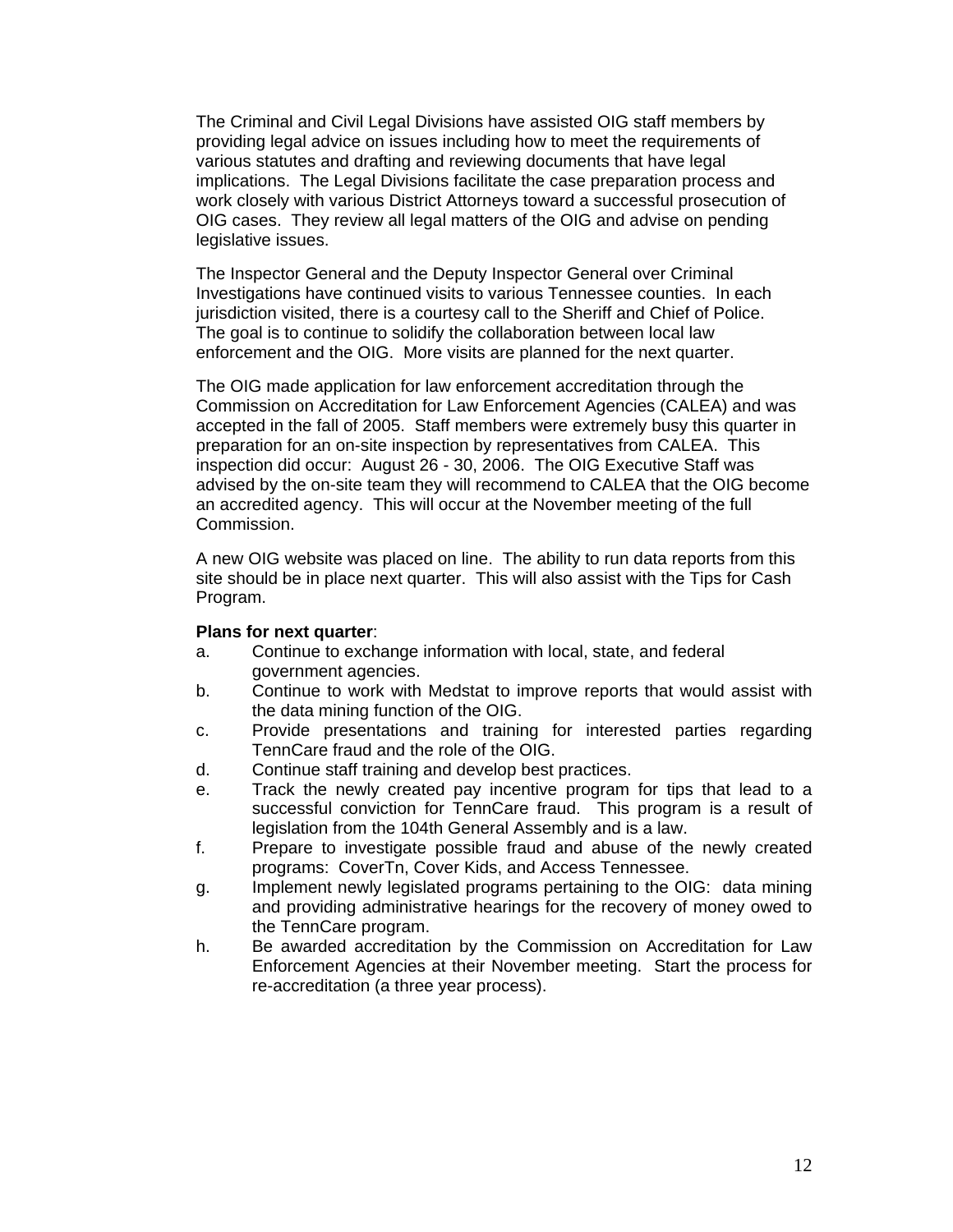The Criminal and Civil Legal Divisions have assisted OIG staff members by providing legal advice on issues including how to meet the requirements of various statutes and drafting and reviewing documents that have legal implications. The Legal Divisions facilitate the case preparation process and work closely with various District Attorneys toward a successful prosecution of OIG cases. They review all legal matters of the OIG and advise on pending legislative issues.

The Inspector General and the Deputy Inspector General over Criminal Investigations have continued visits to various Tennessee counties. In each jurisdiction visited, there is a courtesy call to the Sheriff and Chief of Police. The goal is to continue to solidify the collaboration between local law enforcement and the OIG. More visits are planned for the next quarter.

The OIG made application for law enforcement accreditation through the Commission on Accreditation for Law Enforcement Agencies (CALEA) and was accepted in the fall of 2005. Staff members were extremely busy this quarter in preparation for an on-site inspection by representatives from CALEA. This inspection did occur: August 26 - 30, 2006. The OIG Executive Staff was advised by the on-site team they will recommend to CALEA that the OIG become an accredited agency. This will occur at the November meeting of the full Commission.

A new OIG website was placed on line. The ability to run data reports from this site should be in place next quarter. This will also assist with the Tips for Cash Program.

**Plans for next quarter**:

a. Continue to exchange information with local, state, and federal government agencies.
b. Continue to work with Medstat to improve reports that would assist with the data mining function of the OIG.
c. Provide presentations and training for interested parties regarding TennCare fraud and the role of the OIG.
d. Continue staff training and develop best practices.
e. Track the newly created pay incentive program for tips that lead to a successful conviction for TennCare fraud. This program is a result of legislation from the 104th General Assembly and is a law.
f. Prepare to investigate possible fraud and abuse of the newly created programs: CoverTn, Cover Kids, and Access Tennessee.
g. Implement newly legislated programs pertaining to the OIG: data mining and providing administrative hearings for the recovery of money owed to the TennCare program.
h. Be awarded accreditation by the Commission on Accreditation for Law Enforcement Agencies at their November meeting. Start the process for re-accreditation (a three year process).